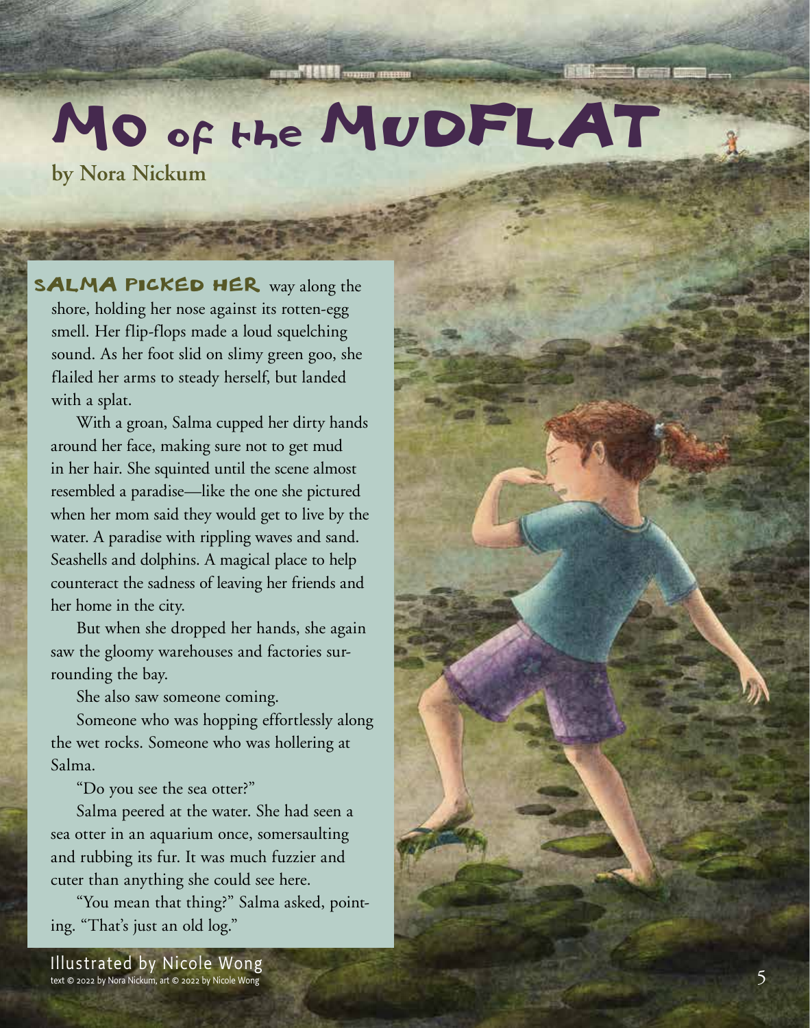# Mo of the Mudflat

**by Nora Nickum**

SALMA PICKED HER way along the shore, holding her nose against its rotten-egg smell. Her flip-flops made a loud squelching sound. As her foot slid on slimy green goo, she flailed her arms to steady herself, but landed with a splat.

With a groan, Salma cupped her dirty hands around her face, making sure not to get mud in her hair. She squinted until the scene almost resembled a paradise—like the one she pictured when her mom said they would get to live by the water. A paradise with rippling waves and sand. Seashells and dolphins. A magical place to help counteract the sadness of leaving her friends and her home in the city.

But when she dropped her hands, she again saw the gloomy warehouses and factories surrounding the bay.

She also saw someone coming.

Someone who was hopping effortlessly along the wet rocks. Someone who was hollering at Salma.

"Do you see the sea otter?"

Salma peered at the water. She had seen a sea otter in an aquarium once, somersaulting and rubbing its fur. It was much fuzzier and cuter than anything she could see here.

"You mean that thing?" Salma asked, pointing. "That's just an old log."

Illustrated by Nicole Wong

text © 2022 by Nora Nickum, art © 2022 by Nicole Wong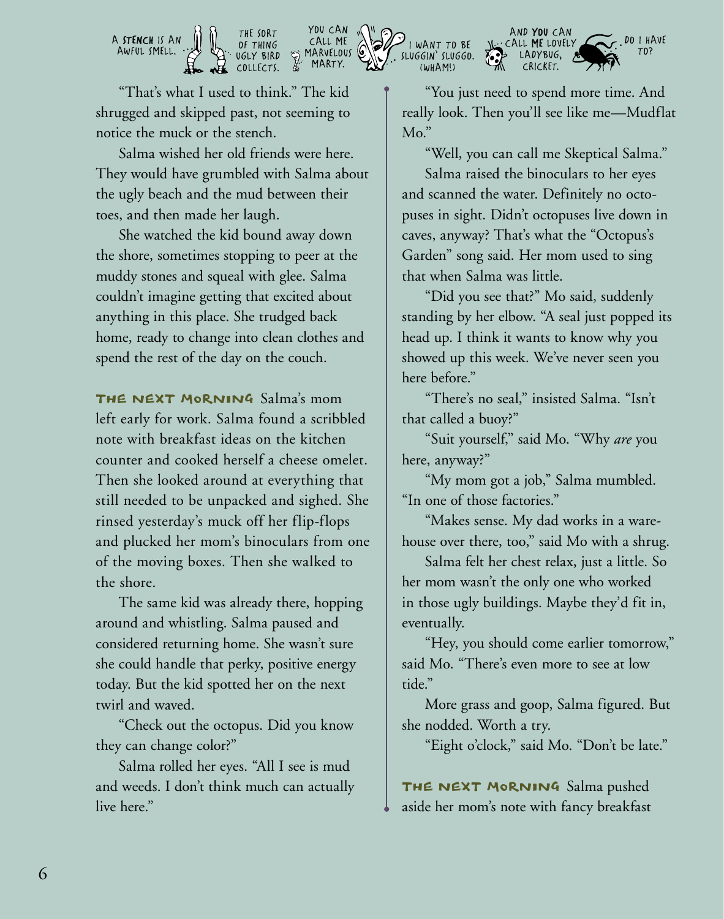A **STENCH** IS AN AWFUL SMELL. THE SORT OF THING UGLY BIRD COLLECTS. YOU CAN CALL ME MARVELOUS MARTY. I WANT TO BE SLUGGIN' SLUGGO. (WHAM!) AND **YOU** CAN CALL **ME** LOVELY LADYBUG, CRICKET. DO I HAVE TO?

"That's what I used to think." The kid shrugged and skipped past, not seeming to notice the muck or the stench.

Salma wished her old friends were here. They would have grumbled with Salma about the ugly beach and the mud between their toes, and then made her laugh.

She watched the kid bound away down the shore, sometimes stopping to peer at the muddy stones and squeal with glee. Salma couldn't imagine getting that excited about anything in this place. She trudged back home, ready to change into clean clothes and spend the rest of the day on the couch.

**THE NEXT MORNING** Salma's mom left early for work. Salma found a scribbled note with breakfast ideas on the kitchen counter and cooked herself a cheese omelet. Then she looked around at everything that still needed to be unpacked and sighed. She rinsed yesterday's muck off her flip-flops and plucked her mom's binoculars from one of the moving boxes. Then she walked to the shore.

The same kid was already there, hopping around and whistling. Salma paused and considered returning home. She wasn't sure she could handle that perky, positive energy today. But the kid spotted her on the next twirl and waved.

"Check out the octopus. Did you know they can change color?"

Salma rolled her eyes. "All I see is mud and weeds. I don't think much can actually live here."

"You just need to spend more time. And really look. Then you'll see like me—Mudflat Mo."

"Well, you can call me Skeptical Salma."

Salma raised the binoculars to her eyes and scanned the water. Definitely no octopuses in sight. Didn't octopuses live down in caves, anyway? That's what the "Octopus's Garden" song said. Her mom used to sing that when Salma was little.

"Did you see that?" Mo said, suddenly standing by her elbow. "A seal just popped its head up. I think it wants to know why you showed up this week. We've never seen you here before."

"There's no seal," insisted Salma. "Isn't that called a buoy?"

"Suit yourself," said Mo. "Why *are* you here, anyway?"

"My mom got a job," Salma mumbled. "In one of those factories."

"Makes sense. My dad works in a warehouse over there, too," said Mo with a shrug.

Salma felt her chest relax, just a little. So her mom wasn't the only one who worked in those ugly buildings. Maybe they'd fit in, eventually.

"Hey, you should come earlier tomorrow," said Mo. "There's even more to see at low tide."

More grass and goop, Salma figured. But she nodded. Worth a try.

"Eight o'clock," said Mo. "Don't be late."

**THE NEXT MORNING** Salma pushed aside her mom's note with fancy breakfast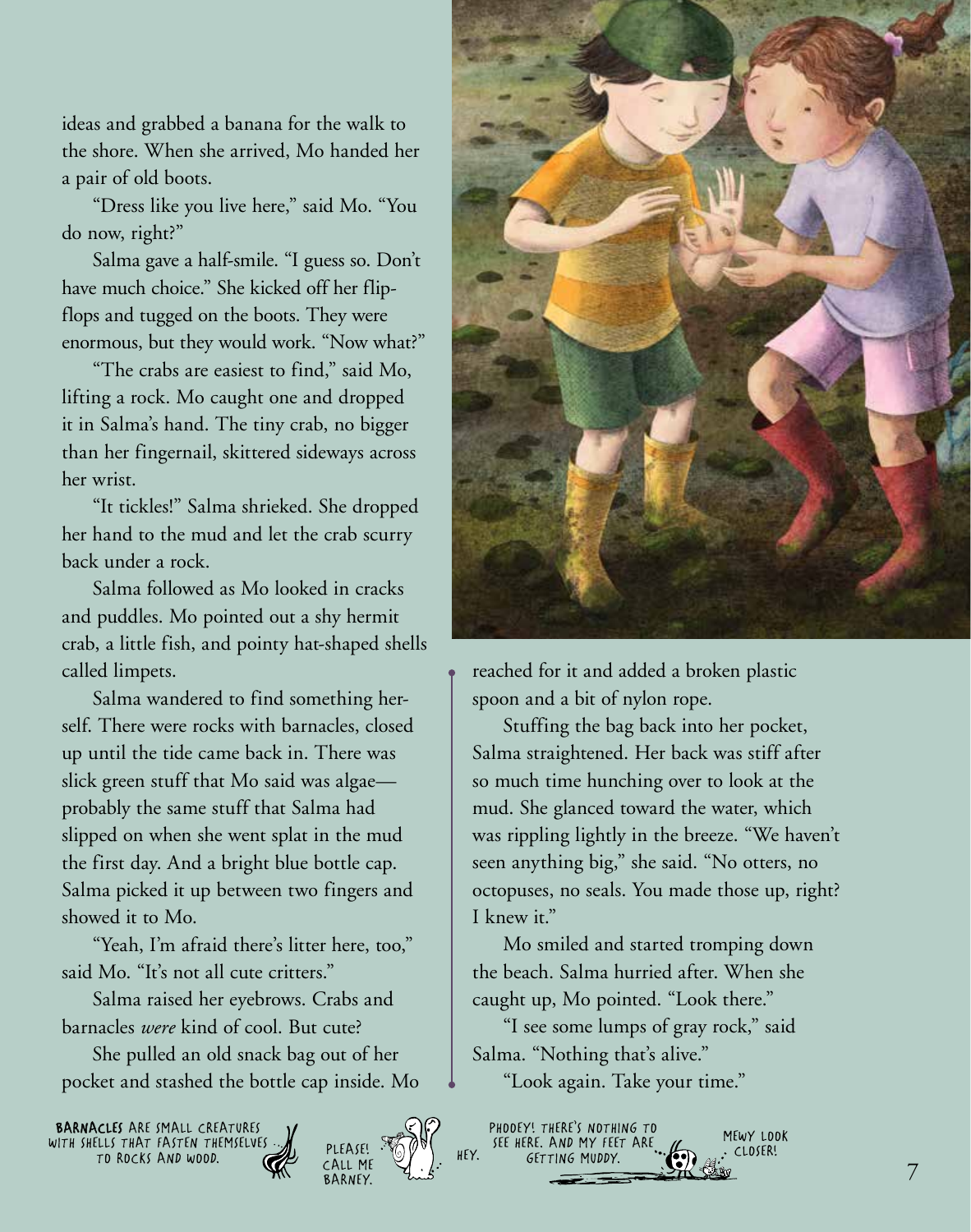ideas and grabbed a banana for the walk to the shore. When she arrived, Mo handed her a pair of old boots.

"Dress like you live here," said Mo. "You do now, right?"

Salma gave a half-smile. "I guess so. Don't have much choice." She kicked off her flip-flops and tugged on the boots. They were enormous, but they would work. "Now what?"

"The crabs are easiest to find," said Mo, lifting a rock. Mo caught one and dropped it in Salma's hand. The tiny crab, no bigger than her fingernail, skittered sideways across her wrist.

"It tickles!" Salma shrieked. She dropped her hand to the mud and let the crab scurry back under a rock.

Salma followed as Mo looked in cracks and puddles. Mo pointed out a shy hermit crab, a little fish, and pointy hat-shaped shells called limpets.

Salma wandered to find something herself. There were rocks with barnacles, closed up until the tide came back in. There was slick green stuff that Mo said was algae—probably the same stuff that Salma had slipped on when she went splat in the mud the first day. And a bright blue bottle cap. Salma picked it up between two fingers and showed it to Mo.

"Yeah, I'm afraid there's litter here, too," said Mo. "It's not all cute critters."

Salma raised her eyebrows. Crabs and barnacles *were* kind of cool. But cute?

She pulled an old snack bag out of her pocket and stashed the bottle cap inside. Mo reached for it and added a broken plastic spoon and a bit of nylon rope.

Stuffing the bag back into her pocket, Salma straightened. Her back was stiff after so much time hunching over to look at the mud. She glanced toward the water, which was rippling lightly in the breeze. "We haven't seen anything big," she said. "No otters, no octopuses, no seals. You made those up, right? I knew it."

Mo smiled and started tromping down the beach. Salma hurried after. When she caught up, Mo pointed. "Look there."

"I see some lumps of gray rock," said Salma. "Nothing that's alive."

"Look again. Take your time."

**BARNACLES** ARE SMALL CREATURES WITH SHELLS THAT FASTEN THEMSELVES TO ROCKS AND WOOD.

PLEASE! CALL ME BARNEY.

HEY.

PHOOEY! THERE'S NOTHING TO SEE HERE. AND MY FEET ARE GETTING MUDDY.

MEWY LOOK CLOSER!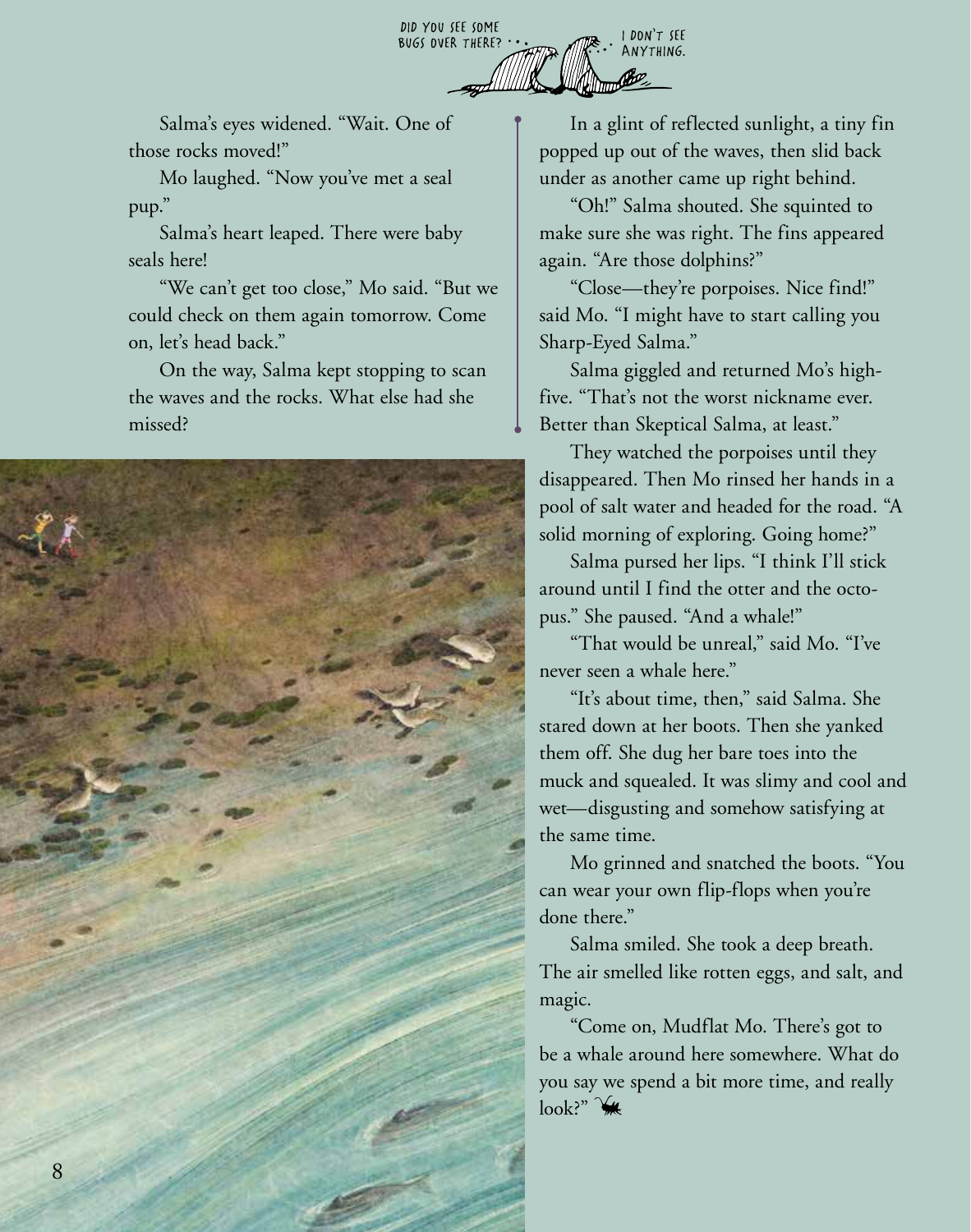Salma's eyes widened. "Wait. One of those rocks moved!"

Mo laughed. "Now you've met a seal pup."

Salma's heart leaped. There were baby seals here!

"We can't get too close," Mo said. "But we could check on them again tomorrow. Come on, let's head back."

On the way, Salma kept stopping to scan the waves and the rocks. What else had she missed?

In a glint of reflected sunlight, a tiny fin popped up out of the waves, then slid back under as another came up right behind.

"Oh!" Salma shouted. She squinted to make sure she was right. The fins appeared again. "Are those dolphins?"

"Close—they're porpoises. Nice find!" said Mo. "I might have to start calling you Sharp-Eyed Salma."

Salma giggled and returned Mo's high-five. "That's not the worst nickname ever. Better than Skeptical Salma, at least."

They watched the porpoises until they disappeared. Then Mo rinsed her hands in a pool of salt water and headed for the road. "A solid morning of exploring. Going home?"

Salma pursed her lips. "I think I'll stick around until I find the otter and the octopus." She paused. "And a whale!"

"That would be unreal," said Mo. "I've never seen a whale here."

"It's about time, then," said Salma. She stared down at her boots. Then she yanked them off. She dug her bare toes into the muck and squealed. It was slimy and cool and wet—disgusting and somehow satisfying at the same time.

Mo grinned and snatched the boots. "You can wear your own flip-flops when you're done there."

Salma smiled. She took a deep breath. The air smelled like rotten eggs, and salt, and magic.

"Come on, Mudflat Mo. There's got to be a whale around here somewhere. What do you say we spend a bit more time, and really look?"